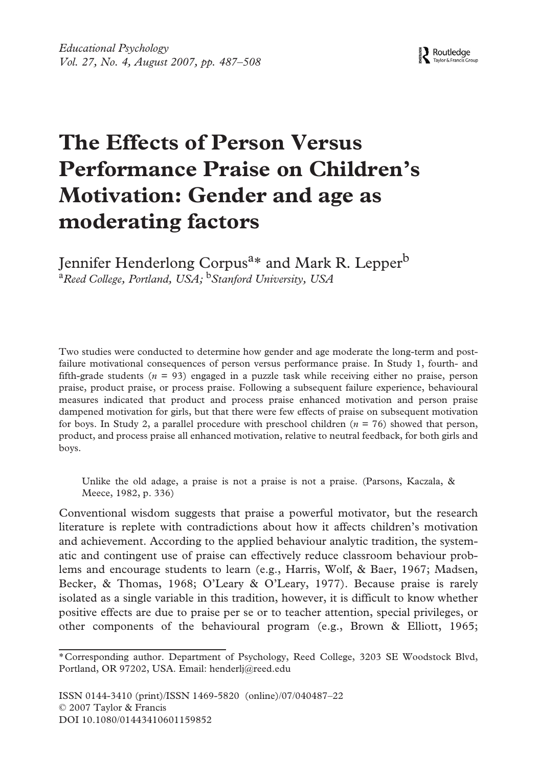# The Effects of Person Versus Performance Praise on Children's Motivation: Gender and age as moderating factors

Jennifer Henderlong Corpus[a]* and Mark R. Lepper[b]

[a]*Reed College, Portland, USA;* [b]*Stanford University, USA*

Two studies were conducted to determine how gender and age moderate the long-term and post-failure motivational consequences of person versus performance praise. In Study 1, fourth- and fifth-grade students ($n$ = 93) engaged in a puzzle task while receiving either no praise, person praise, product praise, or process praise. Following a subsequent failure experience, behavioural measures indicated that product and process praise enhanced motivation and person praise dampened motivation for girls, but that there were few effects of praise on subsequent motivation for boys. In Study 2, a parallel procedure with preschool children ($n$ = 76) showed that person, product, and process praise all enhanced motivation, relative to neutral feedback, for both girls and boys.

> Unlike the old adage, a praise is not a praise is not a praise. (Parsons, Kaczala, & Meece, 1982, p. 336)

Conventional wisdom suggests that praise a powerful motivator, but the research literature is replete with contradictions about how it affects children's motivation and achievement. According to the applied behaviour analytic tradition, the systematic and contingent use of praise can effectively reduce classroom behaviour problems and encourage students to learn (e.g., Harris, Wolf, & Baer, 1967; Madsen, Becker, & Thomas, 1968; O'Leary & O'Leary, 1977). Because praise is rarely isolated as a single variable in this tradition, however, it is difficult to know whether positive effects are due to praise per se or to teacher attention, special privileges, or other components of the behavioural program (e.g., Brown & Elliott, 1965;

---

*Corresponding author. Department of Psychology, Reed College, 3203 SE Woodstock Blvd, Portland, OR 97202, USA. Email: henderlj@reed.edu

ISSN 0144-3410 (print)/ISSN 1469-5820 (online)/07/040487–22
© 2007 Taylor & Francis
DOI 10.1080/01443410601159852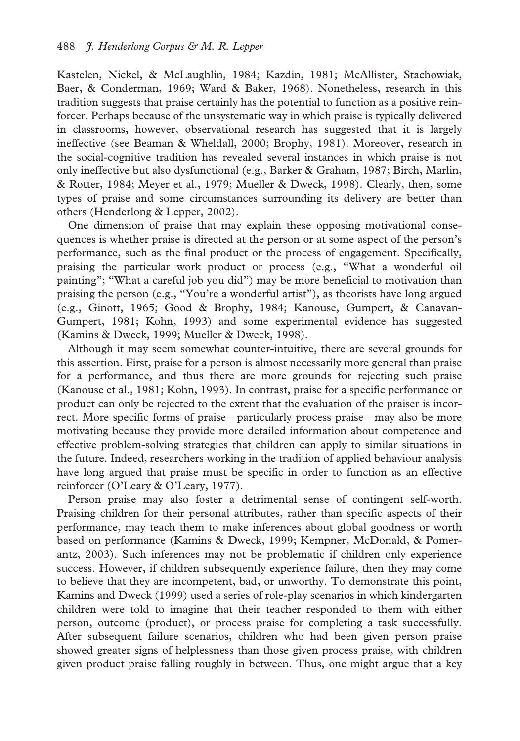Kastelen, Nickel, & McLaughlin, 1984; Kazdin, 1981; McAllister, Stachowiak, Baer, & Conderman, 1969; Ward & Baker, 1968). Nonetheless, research in this tradition suggests that praise certainly has the potential to function as a positive reinforcer. Perhaps because of the unsystematic way in which praise is typically delivered in classrooms, however, observational research has suggested that it is largely ineffective (see Beaman & Wheldall, 2000; Brophy, 1981). Moreover, research in the social-cognitive tradition has revealed several instances in which praise is not only ineffective but also dysfunctional (e.g., Barker & Graham, 1987; Birch, Marlin, & Rotter, 1984; Meyer et al., 1979; Mueller & Dweck, 1998). Clearly, then, some types of praise and some circumstances surrounding its delivery are better than others (Henderlong & Lepper, 2002).

One dimension of praise that may explain these opposing motivational consequences is whether praise is directed at the person or at some aspect of the person's performance, such as the final product or the process of engagement. Specifically, praising the particular work product or process (e.g., "What a wonderful oil painting"; "What a careful job you did") may be more beneficial to motivation than praising the person (e.g., "You're a wonderful artist"), as theorists have long argued (e.g., Ginott, 1965; Good & Brophy, 1984; Kanouse, Gumpert, & Canavan-Gumpert, 1981; Kohn, 1993) and some experimental evidence has suggested (Kamins & Dweck, 1999; Mueller & Dweck, 1998).

Although it may seem somewhat counter-intuitive, there are several grounds for this assertion. First, praise for a person is almost necessarily more general than praise for a performance, and thus there are more grounds for rejecting such praise (Kanouse et al., 1981; Kohn, 1993). In contrast, praise for a specific performance or product can only be rejected to the extent that the evaluation of the praiser is incorrect. More specific forms of praise—particularly process praise—may also be more motivating because they provide more detailed information about competence and effective problem-solving strategies that children can apply to similar situations in the future. Indeed, researchers working in the tradition of applied behaviour analysis have long argued that praise must be specific in order to function as an effective reinforcer (O'Leary & O'Leary, 1977).

Person praise may also foster a detrimental sense of contingent self-worth. Praising children for their personal attributes, rather than specific aspects of their performance, may teach them to make inferences about global goodness or worth based on performance (Kamins & Dweck, 1999; Kempner, McDonald, & Pomerantz, 2003). Such inferences may not be problematic if children only experience success. However, if children subsequently experience failure, then they may come to believe that they are incompetent, bad, or unworthy. To demonstrate this point, Kamins and Dweck (1999) used a series of role-play scenarios in which kindergarten children were told to imagine that their teacher responded to them with either person, outcome (product), or process praise for completing a task successfully. After subsequent failure scenarios, children who had been given person praise showed greater signs of helplessness than those given process praise, with children given product praise falling roughly in between. Thus, one might argue that a key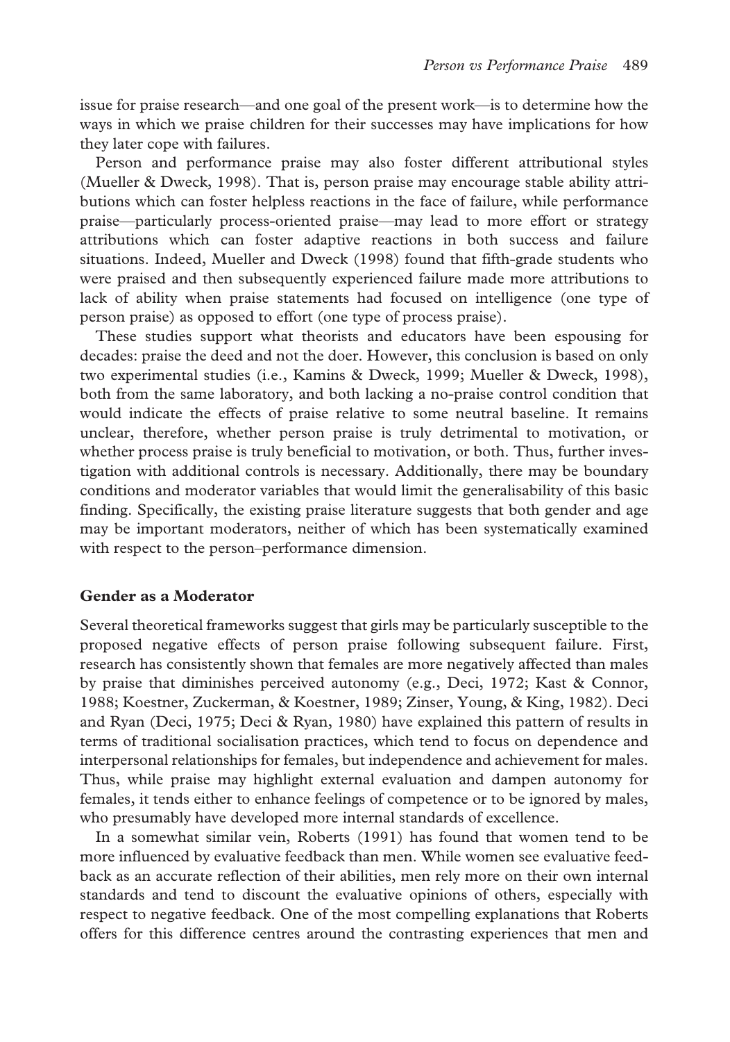issue for praise research—and one goal of the present work—is to determine how the ways in which we praise children for their successes may have implications for how they later cope with failures.

Person and performance praise may also foster different attributional styles (Mueller & Dweck, 1998). That is, person praise may encourage stable ability attributions which can foster helpless reactions in the face of failure, while performance praise—particularly process-oriented praise—may lead to more effort or strategy attributions which can foster adaptive reactions in both success and failure situations. Indeed, Mueller and Dweck (1998) found that fifth-grade students who were praised and then subsequently experienced failure made more attributions to lack of ability when praise statements had focused on intelligence (one type of person praise) as opposed to effort (one type of process praise).

These studies support what theorists and educators have been espousing for decades: praise the deed and not the doer. However, this conclusion is based on only two experimental studies (i.e., Kamins & Dweck, 1999; Mueller & Dweck, 1998), both from the same laboratory, and both lacking a no-praise control condition that would indicate the effects of praise relative to some neutral baseline. It remains unclear, therefore, whether person praise is truly detrimental to motivation, or whether process praise is truly beneficial to motivation, or both. Thus, further investigation with additional controls is necessary. Additionally, there may be boundary conditions and moderator variables that would limit the generalisability of this basic finding. Specifically, the existing praise literature suggests that both gender and age may be important moderators, neither of which has been systematically examined with respect to the person–performance dimension.

### Gender as a Moderator

Several theoretical frameworks suggest that girls may be particularly susceptible to the proposed negative effects of person praise following subsequent failure. First, research has consistently shown that females are more negatively affected than males by praise that diminishes perceived autonomy (e.g., Deci, 1972; Kast & Connor, 1988; Koestner, Zuckerman, & Koestner, 1989; Zinser, Young, & King, 1982). Deci and Ryan (Deci, 1975; Deci & Ryan, 1980) have explained this pattern of results in terms of traditional socialisation practices, which tend to focus on dependence and interpersonal relationships for females, but independence and achievement for males. Thus, while praise may highlight external evaluation and dampen autonomy for females, it tends either to enhance feelings of competence or to be ignored by males, who presumably have developed more internal standards of excellence.

In a somewhat similar vein, Roberts (1991) has found that women tend to be more influenced by evaluative feedback than men. While women see evaluative feedback as an accurate reflection of their abilities, men rely more on their own internal standards and tend to discount the evaluative opinions of others, especially with respect to negative feedback. One of the most compelling explanations that Roberts offers for this difference centres around the contrasting experiences that men and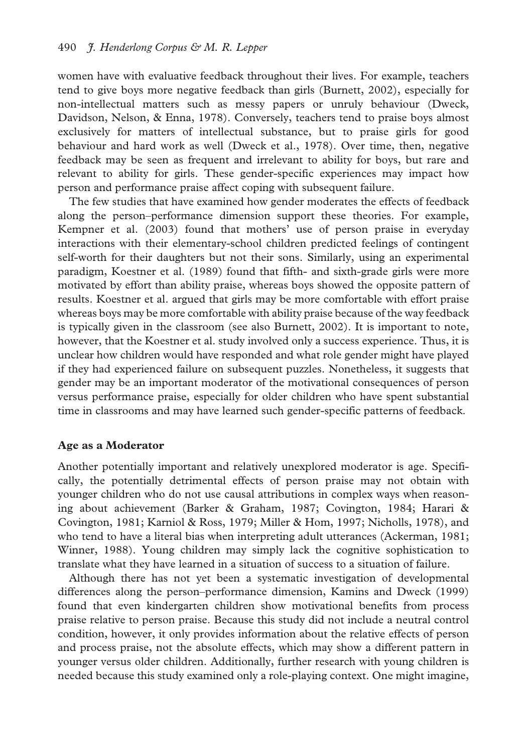women have with evaluative feedback throughout their lives. For example, teachers tend to give boys more negative feedback than girls (Burnett, 2002), especially for non-intellectual matters such as messy papers or unruly behaviour (Dweck, Davidson, Nelson, & Enna, 1978). Conversely, teachers tend to praise boys almost exclusively for matters of intellectual substance, but to praise girls for good behaviour and hard work as well (Dweck et al., 1978). Over time, then, negative feedback may be seen as frequent and irrelevant to ability for boys, but rare and relevant to ability for girls. These gender-specific experiences may impact how person and performance praise affect coping with subsequent failure.

The few studies that have examined how gender moderates the effects of feedback along the person–performance dimension support these theories. For example, Kempner et al. (2003) found that mothers' use of person praise in everyday interactions with their elementary-school children predicted feelings of contingent self-worth for their daughters but not their sons. Similarly, using an experimental paradigm, Koestner et al. (1989) found that fifth- and sixth-grade girls were more motivated by effort than ability praise, whereas boys showed the opposite pattern of results. Koestner et al. argued that girls may be more comfortable with effort praise whereas boys may be more comfortable with ability praise because of the way feedback is typically given in the classroom (see also Burnett, 2002). It is important to note, however, that the Koestner et al. study involved only a success experience. Thus, it is unclear how children would have responded and what role gender might have played if they had experienced failure on subsequent puzzles. Nonetheless, it suggests that gender may be an important moderator of the motivational consequences of person versus performance praise, especially for older children who have spent substantial time in classrooms and may have learned such gender-specific patterns of feedback.

## Age as a Moderator

Another potentially important and relatively unexplored moderator is age. Specifically, the potentially detrimental effects of person praise may not obtain with younger children who do not use causal attributions in complex ways when reasoning about achievement (Barker & Graham, 1987; Covington, 1984; Harari & Covington, 1981; Karniol & Ross, 1979; Miller & Hom, 1997; Nicholls, 1978), and who tend to have a literal bias when interpreting adult utterances (Ackerman, 1981; Winner, 1988). Young children may simply lack the cognitive sophistication to translate what they have learned in a situation of success to a situation of failure.

Although there has not yet been a systematic investigation of developmental differences along the person–performance dimension, Kamins and Dweck (1999) found that even kindergarten children show motivational benefits from process praise relative to person praise. Because this study did not include a neutral control condition, however, it only provides information about the relative effects of person and process praise, not the absolute effects, which may show a different pattern in younger versus older children. Additionally, further research with young children is needed because this study examined only a role-playing context. One might imagine,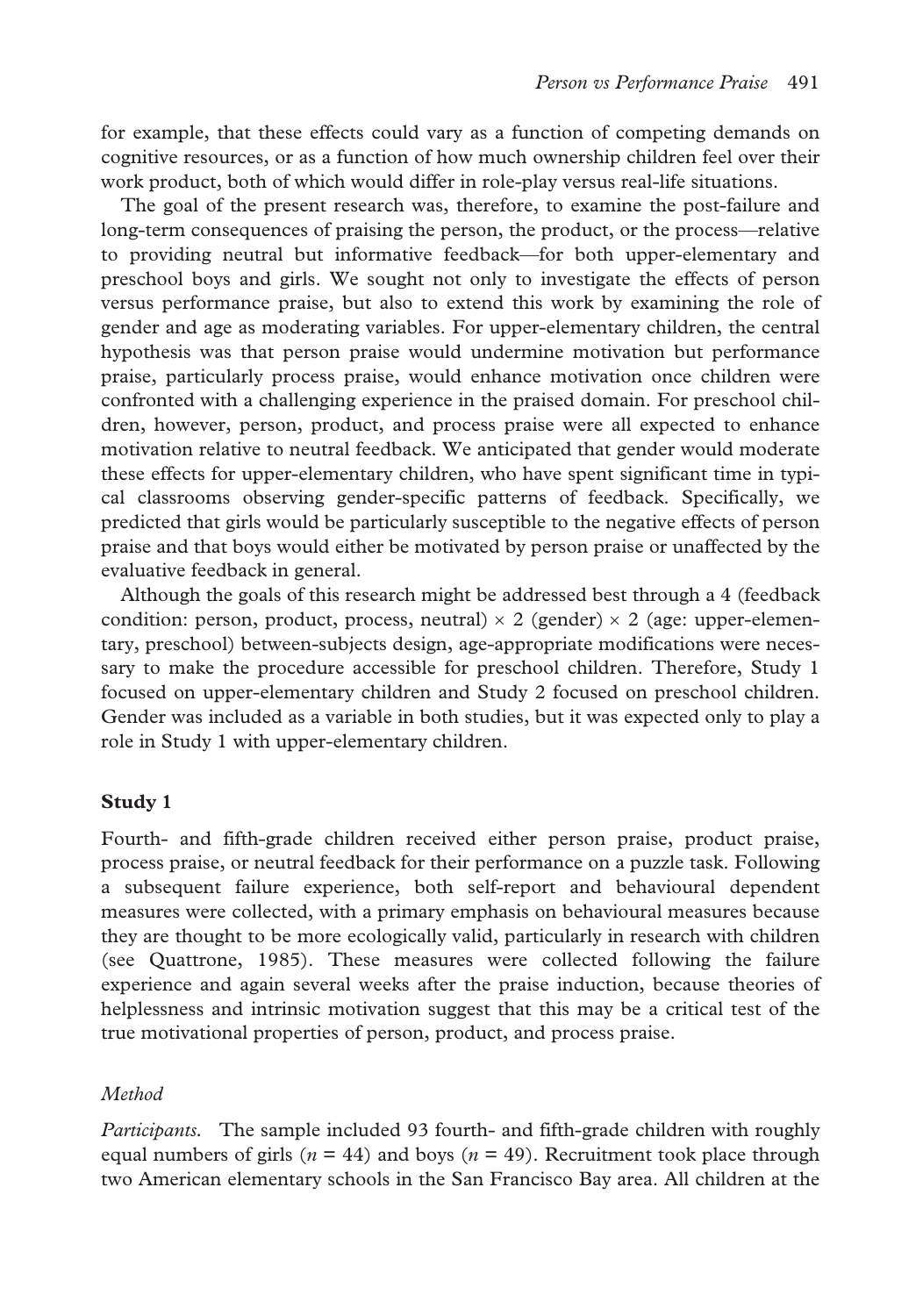for example, that these effects could vary as a function of competing demands on cognitive resources, or as a function of how much ownership children feel over their work product, both of which would differ in role-play versus real-life situations.

The goal of the present research was, therefore, to examine the post-failure and long-term consequences of praising the person, the product, or the process—relative to providing neutral but informative feedback—for both upper-elementary and preschool boys and girls. We sought not only to investigate the effects of person versus performance praise, but also to extend this work by examining the role of gender and age as moderating variables. For upper-elementary children, the central hypothesis was that person praise would undermine motivation but performance praise, particularly process praise, would enhance motivation once children were confronted with a challenging experience in the praised domain. For preschool children, however, person, product, and process praise were all expected to enhance motivation relative to neutral feedback. We anticipated that gender would moderate these effects for upper-elementary children, who have spent significant time in typical classrooms observing gender-specific patterns of feedback. Specifically, we predicted that girls would be particularly susceptible to the negative effects of person praise and that boys would either be motivated by person praise or unaffected by the evaluative feedback in general.

Although the goals of this research might be addressed best through a 4 (feedback condition: person, product, process, neutral) × 2 (gender) × 2 (age: upper-elementary, preschool) between-subjects design, age-appropriate modifications were necessary to make the procedure accessible for preschool children. Therefore, Study 1 focused on upper-elementary children and Study 2 focused on preschool children. Gender was included as a variable in both studies, but it was expected only to play a role in Study 1 with upper-elementary children.

## Study 1

Fourth- and fifth-grade children received either person praise, product praise, process praise, or neutral feedback for their performance on a puzzle task. Following a subsequent failure experience, both self-report and behavioural dependent measures were collected, with a primary emphasis on behavioural measures because they are thought to be more ecologically valid, particularly in research with children (see Quattrone, 1985). These measures were collected following the failure experience and again several weeks after the praise induction, because theories of helplessness and intrinsic motivation suggest that this may be a critical test of the true motivational properties of person, product, and process praise.

### *Method*

*Participants.* The sample included 93 fourth- and fifth-grade children with roughly equal numbers of girls ($n$ = 44) and boys ($n$ = 49). Recruitment took place through two American elementary schools in the San Francisco Bay area. All children at the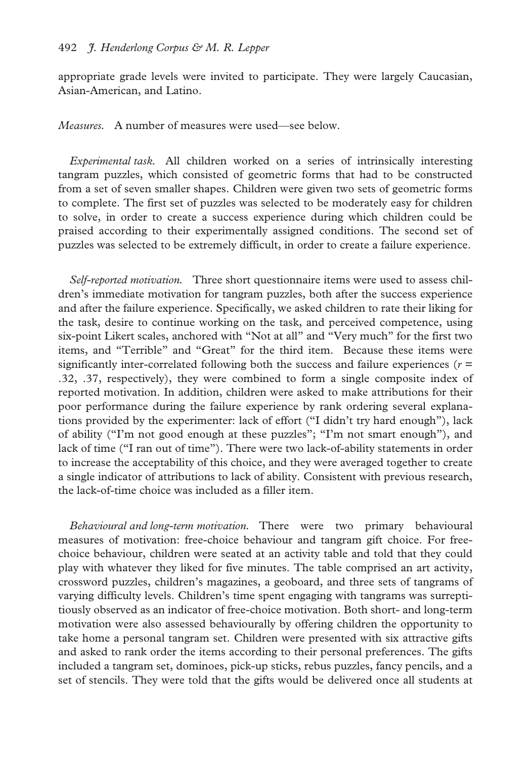appropriate grade levels were invited to participate. They were largely Caucasian, Asian-American, and Latino.

*Measures.* A number of measures were used—see below.

*Experimental task.* All children worked on a series of intrinsically interesting tangram puzzles, which consisted of geometric forms that had to be constructed from a set of seven smaller shapes. Children were given two sets of geometric forms to complete. The first set of puzzles was selected to be moderately easy for children to solve, in order to create a success experience during which children could be praised according to their experimentally assigned conditions. The second set of puzzles was selected to be extremely difficult, in order to create a failure experience.

*Self-reported motivation.* Three short questionnaire items were used to assess children's immediate motivation for tangram puzzles, both after the success experience and after the failure experience. Specifically, we asked children to rate their liking for the task, desire to continue working on the task, and perceived competence, using six-point Likert scales, anchored with "Not at all" and "Very much" for the first two items, and "Terrible" and "Great" for the third item. Because these items were significantly inter-correlated following both the success and failure experiences ($r$ = .32, .37, respectively), they were combined to form a single composite index of reported motivation. In addition, children were asked to make attributions for their poor performance during the failure experience by rank ordering several explanations provided by the experimenter: lack of effort ("I didn't try hard enough"), lack of ability ("I'm not good enough at these puzzles"; "I'm not smart enough"), and lack of time ("I ran out of time"). There were two lack-of-ability statements in order to increase the acceptability of this choice, and they were averaged together to create a single indicator of attributions to lack of ability. Consistent with previous research, the lack-of-time choice was included as a filler item.

*Behavioural and long-term motivation.* There were two primary behavioural measures of motivation: free-choice behaviour and tangram gift choice. For free-choice behaviour, children were seated at an activity table and told that they could play with whatever they liked for five minutes. The table comprised an art activity, crossword puzzles, children's magazines, a geoboard, and three sets of tangrams of varying difficulty levels. Children's time spent engaging with tangrams was surreptitiously observed as an indicator of free-choice motivation. Both short- and long-term motivation were also assessed behaviourally by offering children the opportunity to take home a personal tangram set. Children were presented with six attractive gifts and asked to rank order the items according to their personal preferences. The gifts included a tangram set, dominoes, pick-up sticks, rebus puzzles, fancy pencils, and a set of stencils. They were told that the gifts would be delivered once all students at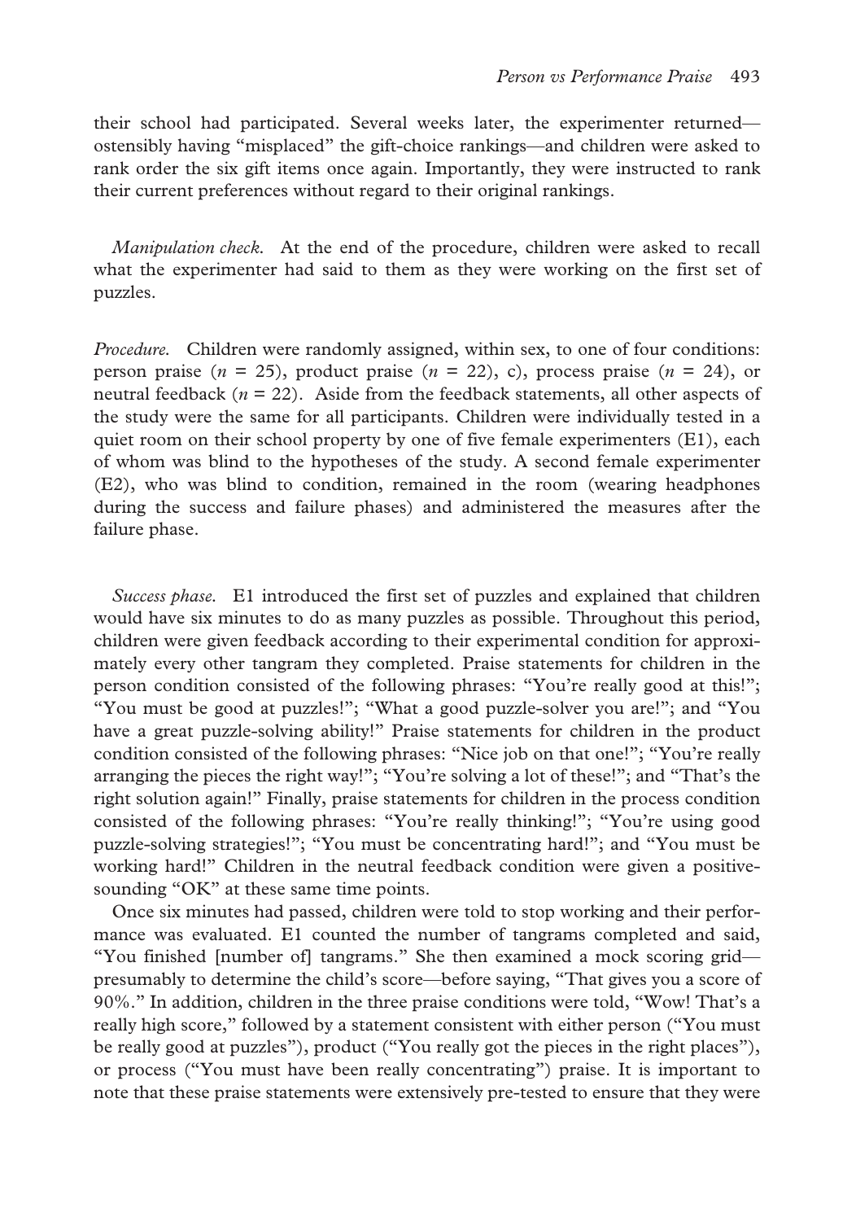their school had participated. Several weeks later, the experimenter returned—ostensibly having "misplaced" the gift-choice rankings—and children were asked to rank order the six gift items once again. Importantly, they were instructed to rank their current preferences without regard to their original rankings.

*Manipulation check.* At the end of the procedure, children were asked to recall what the experimenter had said to them as they were working on the first set of puzzles.

*Procedure.* Children were randomly assigned, within sex, to one of four conditions: person praise ($n$ = 25), product praise ($n$ = 22), c), process praise ($n$ = 24), or neutral feedback ($n$ = 22). Aside from the feedback statements, all other aspects of the study were the same for all participants. Children were individually tested in a quiet room on their school property by one of five female experimenters (E1), each of whom was blind to the hypotheses of the study. A second female experimenter (E2), who was blind to condition, remained in the room (wearing headphones during the success and failure phases) and administered the measures after the failure phase.

*Success phase.* E1 introduced the first set of puzzles and explained that children would have six minutes to do as many puzzles as possible. Throughout this period, children were given feedback according to their experimental condition for approximately every other tangram they completed. Praise statements for children in the person condition consisted of the following phrases: "You're really good at this!"; "You must be good at puzzles!"; "What a good puzzle-solver you are!"; and "You have a great puzzle-solving ability!" Praise statements for children in the product condition consisted of the following phrases: "Nice job on that one!"; "You're really arranging the pieces the right way!"; "You're solving a lot of these!"; and "That's the right solution again!" Finally, praise statements for children in the process condition consisted of the following phrases: "You're really thinking!"; "You're using good puzzle-solving strategies!"; "You must be concentrating hard!"; and "You must be working hard!" Children in the neutral feedback condition were given a positive-sounding "OK" at these same time points.

Once six minutes had passed, children were told to stop working and their performance was evaluated. E1 counted the number of tangrams completed and said, "You finished [number of] tangrams." She then examined a mock scoring grid—presumably to determine the child's score—before saying, "That gives you a score of 90%." In addition, children in the three praise conditions were told, "Wow! That's a really high score," followed by a statement consistent with either person ("You must be really good at puzzles"), product ("You really got the pieces in the right places"), or process ("You must have been really concentrating") praise. It is important to note that these praise statements were extensively pre-tested to ensure that they were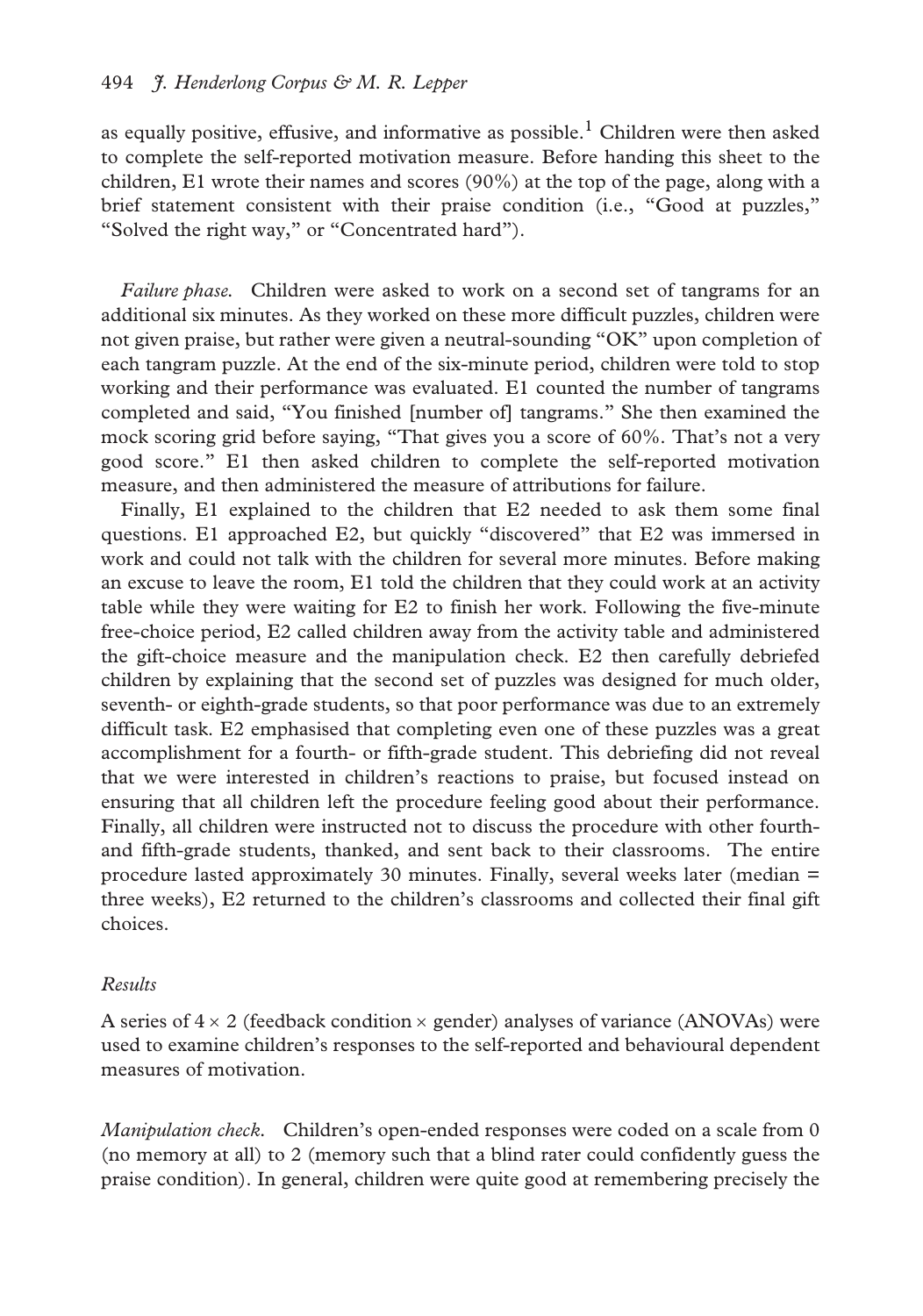as equally positive, effusive, and informative as possible.[1] Children were then asked to complete the self-reported motivation measure. Before handing this sheet to the children, E1 wrote their names and scores (90%) at the top of the page, along with a brief statement consistent with their praise condition (i.e., "Good at puzzles," "Solved the right way," or "Concentrated hard").

*Failure phase.* Children were asked to work on a second set of tangrams for an additional six minutes. As they worked on these more difficult puzzles, children were not given praise, but rather were given a neutral-sounding "OK" upon completion of each tangram puzzle. At the end of the six-minute period, children were told to stop working and their performance was evaluated. E1 counted the number of tangrams completed and said, "You finished [number of] tangrams." She then examined the mock scoring grid before saying, "That gives you a score of 60%. That's not a very good score." E1 then asked children to complete the self-reported motivation measure, and then administered the measure of attributions for failure.

Finally, E1 explained to the children that E2 needed to ask them some final questions. E1 approached E2, but quickly "discovered" that E2 was immersed in work and could not talk with the children for several more minutes. Before making an excuse to leave the room, E1 told the children that they could work at an activity table while they were waiting for E2 to finish her work. Following the five-minute free-choice period, E2 called children away from the activity table and administered the gift-choice measure and the manipulation check. E2 then carefully debriefed children by explaining that the second set of puzzles was designed for much older, seventh- or eighth-grade students, so that poor performance was due to an extremely difficult task. E2 emphasised that completing even one of these puzzles was a great accomplishment for a fourth- or fifth-grade student. This debriefing did not reveal that we were interested in children's reactions to praise, but focused instead on ensuring that all children left the procedure feeling good about their performance. Finally, all children were instructed not to discuss the procedure with other fourth- and fifth-grade students, thanked, and sent back to their classrooms. The entire procedure lasted approximately 30 minutes. Finally, several weeks later (median = three weeks), E2 returned to the children's classrooms and collected their final gift choices.

### *Results*

A series of $4 \times 2$ (feedback condition $\times$ gender) analyses of variance (ANOVAs) were used to examine children's responses to the self-reported and behavioural dependent measures of motivation.

*Manipulation check.* Children's open-ended responses were coded on a scale from 0 (no memory at all) to 2 (memory such that a blind rater could confidently guess the praise condition). In general, children were quite good at remembering precisely the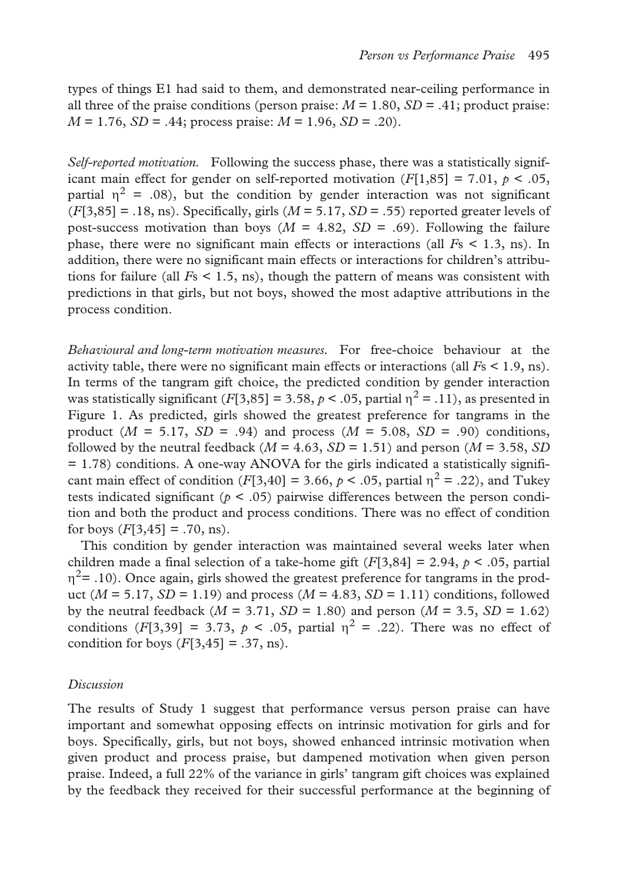types of things E1 had said to them, and demonstrated near-ceiling performance in all three of the praise conditions (person praise: $M = 1.80$, $SD = .41$; product praise: $M = 1.76$, $SD = .44$; process praise: $M = 1.96$, $SD = .20$).

*Self-reported motivation.* Following the success phase, there was a statistically significant main effect for gender on self-reported motivation ($F[1,85] = 7.01$, $p < .05$, partial $\eta^2 = .08$), but the condition by gender interaction was not significant ($F[3,85] = .18$, ns). Specifically, girls ($M = 5.17$, $SD = .55$) reported greater levels of post-success motivation than boys ($M = 4.82$, $SD = .69$). Following the failure phase, there were no significant main effects or interactions (all $F$s $< 1.3$, ns). In addition, there were no significant main effects or interactions for children's attributions for failure (all $F$s $< 1.5$, ns), though the pattern of means was consistent with predictions in that girls, but not boys, showed the most adaptive attributions in the process condition.

*Behavioural and long-term motivation measures.* For free-choice behaviour at the activity table, there were no significant main effects or interactions (all $F$s $< 1.9$, ns). In terms of the tangram gift choice, the predicted condition by gender interaction was statistically significant ($F[3,85] = 3.58$, $p < .05$, partial $\eta^2 = .11$), as presented in Figure 1. As predicted, girls showed the greatest preference for tangrams in the product ($M = 5.17$, $SD = .94$) and process ($M = 5.08$, $SD = .90$) conditions, followed by the neutral feedback ($M = 4.63$, $SD = 1.51$) and person ($M = 3.58$, $SD = 1.78$) conditions. A one-way ANOVA for the girls indicated a statistically significant main effect of condition ($F[3,40] = 3.66$, $p < .05$, partial $\eta^2 = .22$), and Tukey tests indicated significant ($p < .05$) pairwise differences between the person condition and both the product and process conditions. There was no effect of condition for boys ($F[3,45] = .70$, ns).

This condition by gender interaction was maintained several weeks later when children made a final selection of a take-home gift ($F[3,84] = 2.94$, $p < .05$, partial $\eta^2 = .10$). Once again, girls showed the greatest preference for tangrams in the product ($M = 5.17$, $SD = 1.19$) and process ($M = 4.83$, $SD = 1.11$) conditions, followed by the neutral feedback ($M = 3.71$, $SD = 1.80$) and person ($M = 3.5$, $SD = 1.62$) conditions ($F[3,39] = 3.73$, $p < .05$, partial $\eta^2 = .22$). There was no effect of condition for boys ($F[3,45] = .37$, ns).

### Discussion

The results of Study 1 suggest that performance versus person praise can have important and somewhat opposing effects on intrinsic motivation for girls and for boys. Specifically, girls, but not boys, showed enhanced intrinsic motivation when given product and process praise, but dampened motivation when given person praise. Indeed, a full 22% of the variance in girls' tangram gift choices was explained by the feedback they received for their successful performance at the beginning of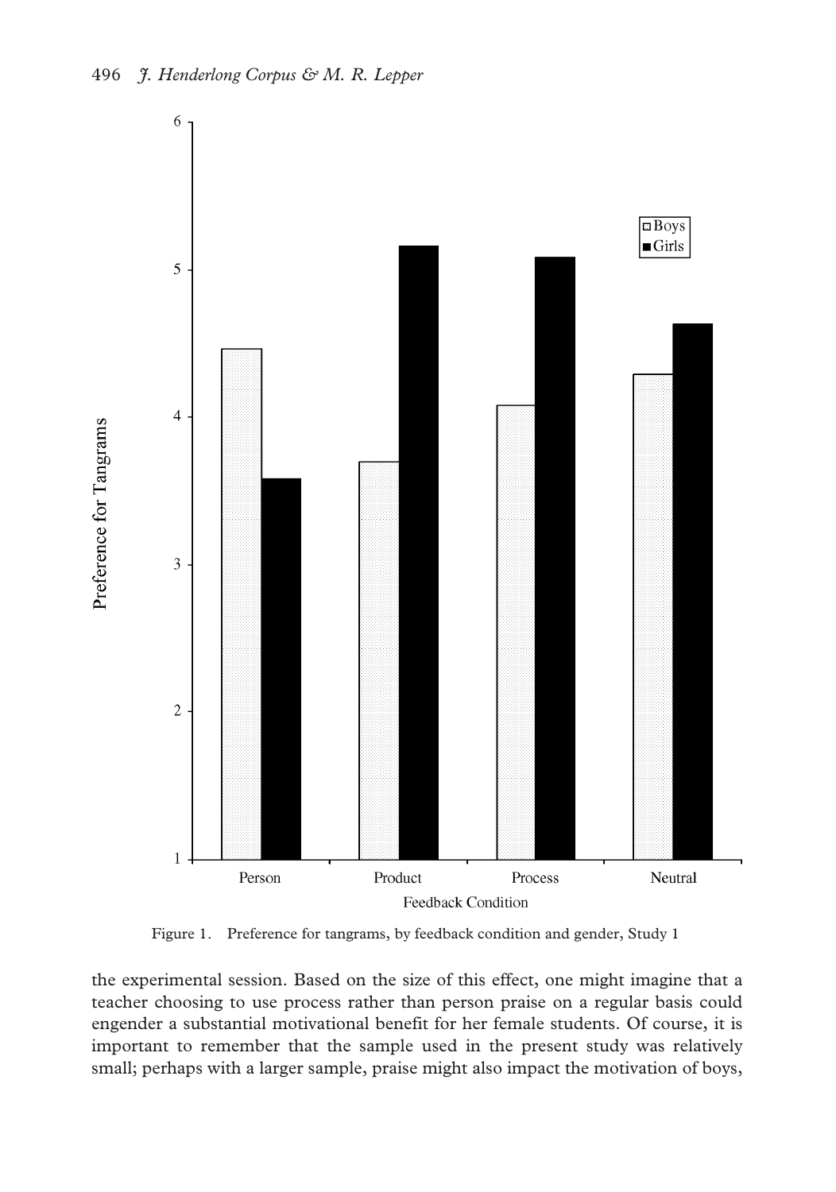Figure 1. Preference for tangrams, by feedback condition and gender, Study 1

the experimental session. Based on the size of this effect, one might imagine that a teacher choosing to use process rather than person praise on a regular basis could engender a substantial motivational benefit for her female students. Of course, it is important to remember that the sample used in the present study was relatively small; perhaps with a larger sample, praise might also impact the motivation of boys,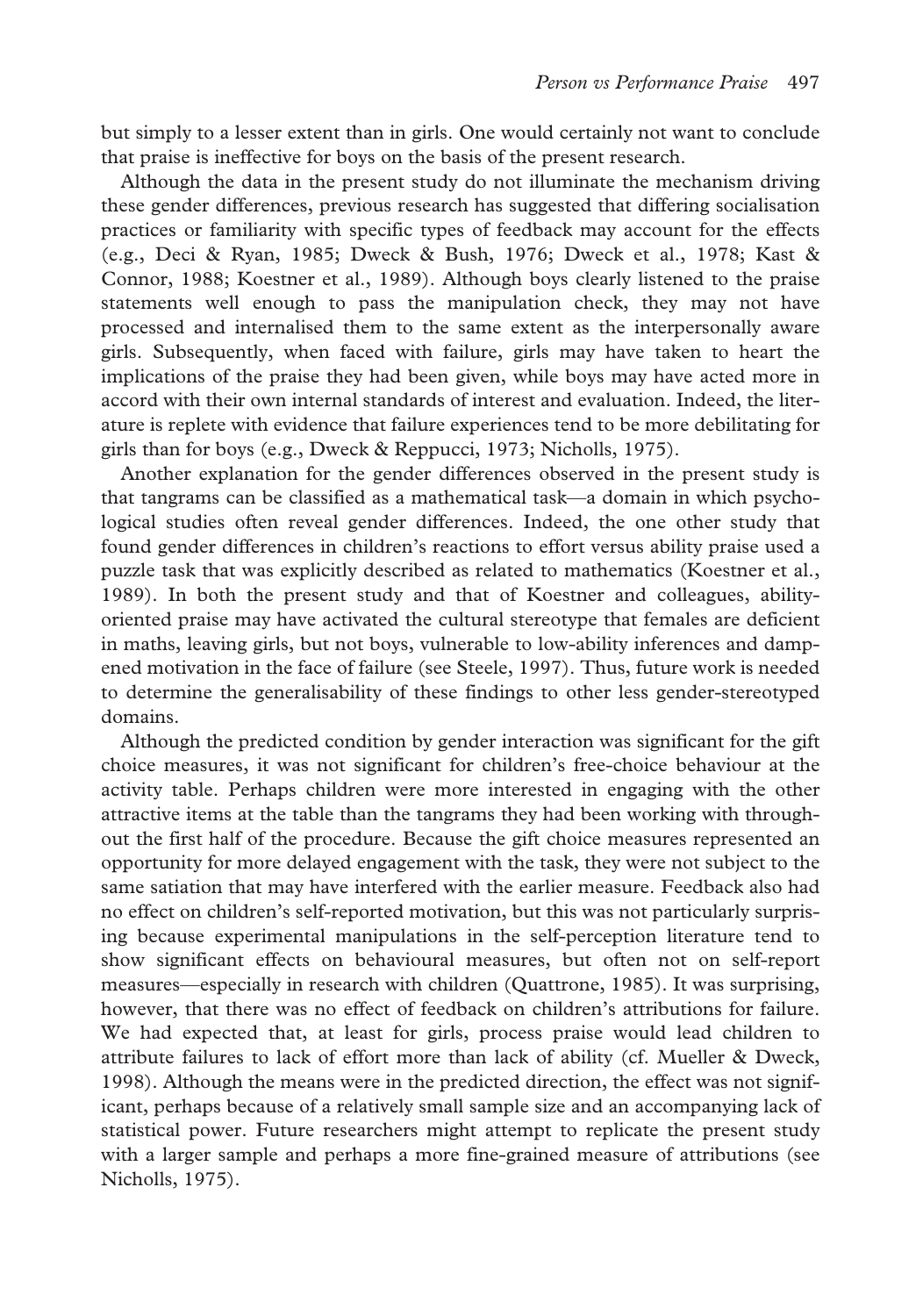but simply to a lesser extent than in girls. One would certainly not want to conclude that praise is ineffective for boys on the basis of the present research.

Although the data in the present study do not illuminate the mechanism driving these gender differences, previous research has suggested that differing socialisation practices or familiarity with specific types of feedback may account for the effects (e.g., Deci & Ryan, 1985; Dweck & Bush, 1976; Dweck et al., 1978; Kast & Connor, 1988; Koestner et al., 1989). Although boys clearly listened to the praise statements well enough to pass the manipulation check, they may not have processed and internalised them to the same extent as the interpersonally aware girls. Subsequently, when faced with failure, girls may have taken to heart the implications of the praise they had been given, while boys may have acted more in accord with their own internal standards of interest and evaluation. Indeed, the literature is replete with evidence that failure experiences tend to be more debilitating for girls than for boys (e.g., Dweck & Reppucci, 1973; Nicholls, 1975).

Another explanation for the gender differences observed in the present study is that tangrams can be classified as a mathematical task—a domain in which psychological studies often reveal gender differences. Indeed, the one other study that found gender differences in children's reactions to effort versus ability praise used a puzzle task that was explicitly described as related to mathematics (Koestner et al., 1989). In both the present study and that of Koestner and colleagues, ability-oriented praise may have activated the cultural stereotype that females are deficient in maths, leaving girls, but not boys, vulnerable to low-ability inferences and dampened motivation in the face of failure (see Steele, 1997). Thus, future work is needed to determine the generalisability of these findings to other less gender-stereotyped domains.

Although the predicted condition by gender interaction was significant for the gift choice measures, it was not significant for children's free-choice behaviour at the activity table. Perhaps children were more interested in engaging with the other attractive items at the table than the tangrams they had been working with throughout the first half of the procedure. Because the gift choice measures represented an opportunity for more delayed engagement with the task, they were not subject to the same satiation that may have interfered with the earlier measure. Feedback also had no effect on children's self-reported motivation, but this was not particularly surprising because experimental manipulations in the self-perception literature tend to show significant effects on behavioural measures, but often not on self-report measures—especially in research with children (Quattrone, 1985). It was surprising, however, that there was no effect of feedback on children's attributions for failure. We had expected that, at least for girls, process praise would lead children to attribute failures to lack of effort more than lack of ability (cf. Mueller & Dweck, 1998). Although the means were in the predicted direction, the effect was not significant, perhaps because of a relatively small sample size and an accompanying lack of statistical power. Future researchers might attempt to replicate the present study with a larger sample and perhaps a more fine-grained measure of attributions (see Nicholls, 1975).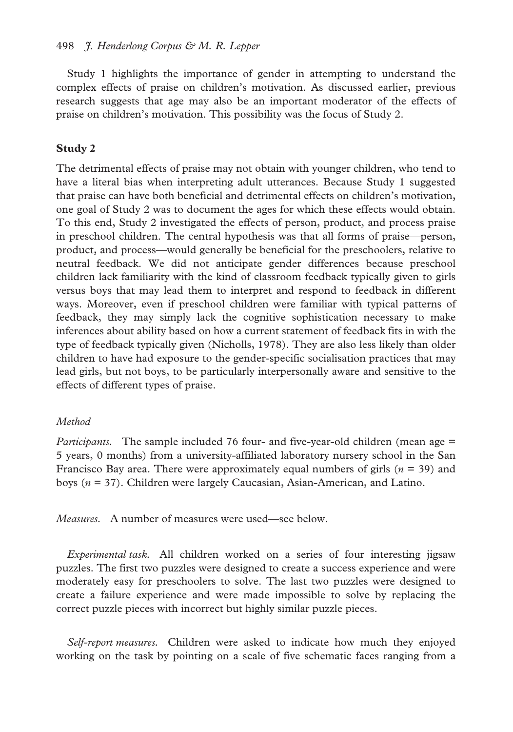Study 1 highlights the importance of gender in attempting to understand the complex effects of praise on children's motivation. As discussed earlier, previous research suggests that age may also be an important moderator of the effects of praise on children's motivation. This possibility was the focus of Study 2.

## Study 2

The detrimental effects of praise may not obtain with younger children, who tend to have a literal bias when interpreting adult utterances. Because Study 1 suggested that praise can have both beneficial and detrimental effects on children's motivation, one goal of Study 2 was to document the ages for which these effects would obtain. To this end, Study 2 investigated the effects of person, product, and process praise in preschool children. The central hypothesis was that all forms of praise—person, product, and process—would generally be beneficial for the preschoolers, relative to neutral feedback. We did not anticipate gender differences because preschool children lack familiarity with the kind of classroom feedback typically given to girls versus boys that may lead them to interpret and respond to feedback in different ways. Moreover, even if preschool children were familiar with typical patterns of feedback, they may simply lack the cognitive sophistication necessary to make inferences about ability based on how a current statement of feedback fits in with the type of feedback typically given (Nicholls, 1978). They are also less likely than older children to have had exposure to the gender-specific socialisation practices that may lead girls, but not boys, to be particularly interpersonally aware and sensitive to the effects of different types of praise.

### *Method*

*Participants.* The sample included 76 four- and five-year-old children (mean age = 5 years, 0 months) from a university-affiliated laboratory nursery school in the San Francisco Bay area. There were approximately equal numbers of girls ($n$ = 39) and boys ($n$ = 37). Children were largely Caucasian, Asian-American, and Latino.

*Measures.* A number of measures were used—see below.

*Experimental task.* All children worked on a series of four interesting jigsaw puzzles. The first two puzzles were designed to create a success experience and were moderately easy for preschoolers to solve. The last two puzzles were designed to create a failure experience and were made impossible to solve by replacing the correct puzzle pieces with incorrect but highly similar puzzle pieces.

*Self-report measures.* Children were asked to indicate how much they enjoyed working on the task by pointing on a scale of five schematic faces ranging from a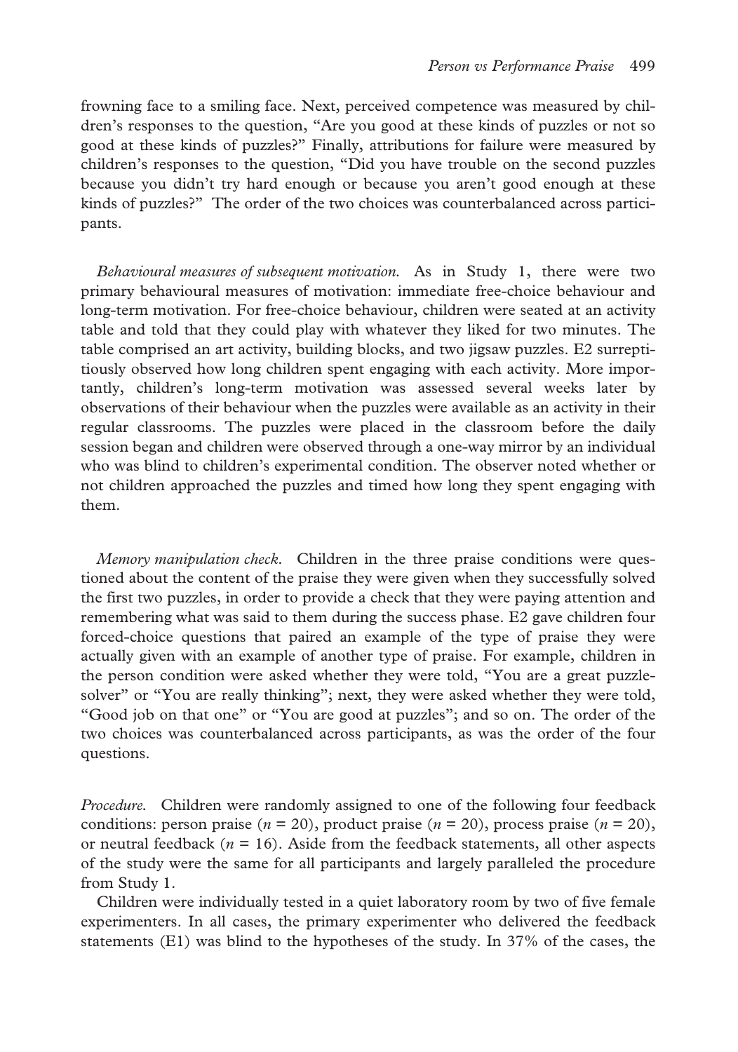frowning face to a smiling face. Next, perceived competence was measured by children's responses to the question, "Are you good at these kinds of puzzles or not so good at these kinds of puzzles?" Finally, attributions for failure were measured by children's responses to the question, "Did you have trouble on the second puzzles because you didn't try hard enough or because you aren't good enough at these kinds of puzzles?" The order of the two choices was counterbalanced across participants.

*Behavioural measures of subsequent motivation.* As in Study 1, there were two primary behavioural measures of motivation: immediate free-choice behaviour and long-term motivation. For free-choice behaviour, children were seated at an activity table and told that they could play with whatever they liked for two minutes. The table comprised an art activity, building blocks, and two jigsaw puzzles. E2 surreptitiously observed how long children spent engaging with each activity. More importantly, children's long-term motivation was assessed several weeks later by observations of their behaviour when the puzzles were available as an activity in their regular classrooms. The puzzles were placed in the classroom before the daily session began and children were observed through a one-way mirror by an individual who was blind to children's experimental condition. The observer noted whether or not children approached the puzzles and timed how long they spent engaging with them.

*Memory manipulation check.* Children in the three praise conditions were questioned about the content of the praise they were given when they successfully solved the first two puzzles, in order to provide a check that they were paying attention and remembering what was said to them during the success phase. E2 gave children four forced-choice questions that paired an example of the type of praise they were actually given with an example of another type of praise. For example, children in the person condition were asked whether they were told, "You are a great puzzle-solver" or "You are really thinking"; next, they were asked whether they were told, "Good job on that one" or "You are good at puzzles"; and so on. The order of the two choices was counterbalanced across participants, as was the order of the four questions.

*Procedure.* Children were randomly assigned to one of the following four feedback conditions: person praise ($n$ = 20), product praise ($n$ = 20), process praise ($n$ = 20), or neutral feedback ($n$ = 16). Aside from the feedback statements, all other aspects of the study were the same for all participants and largely paralleled the procedure from Study 1.

Children were individually tested in a quiet laboratory room by two of five female experimenters. In all cases, the primary experimenter who delivered the feedback statements (E1) was blind to the hypotheses of the study. In 37% of the cases, the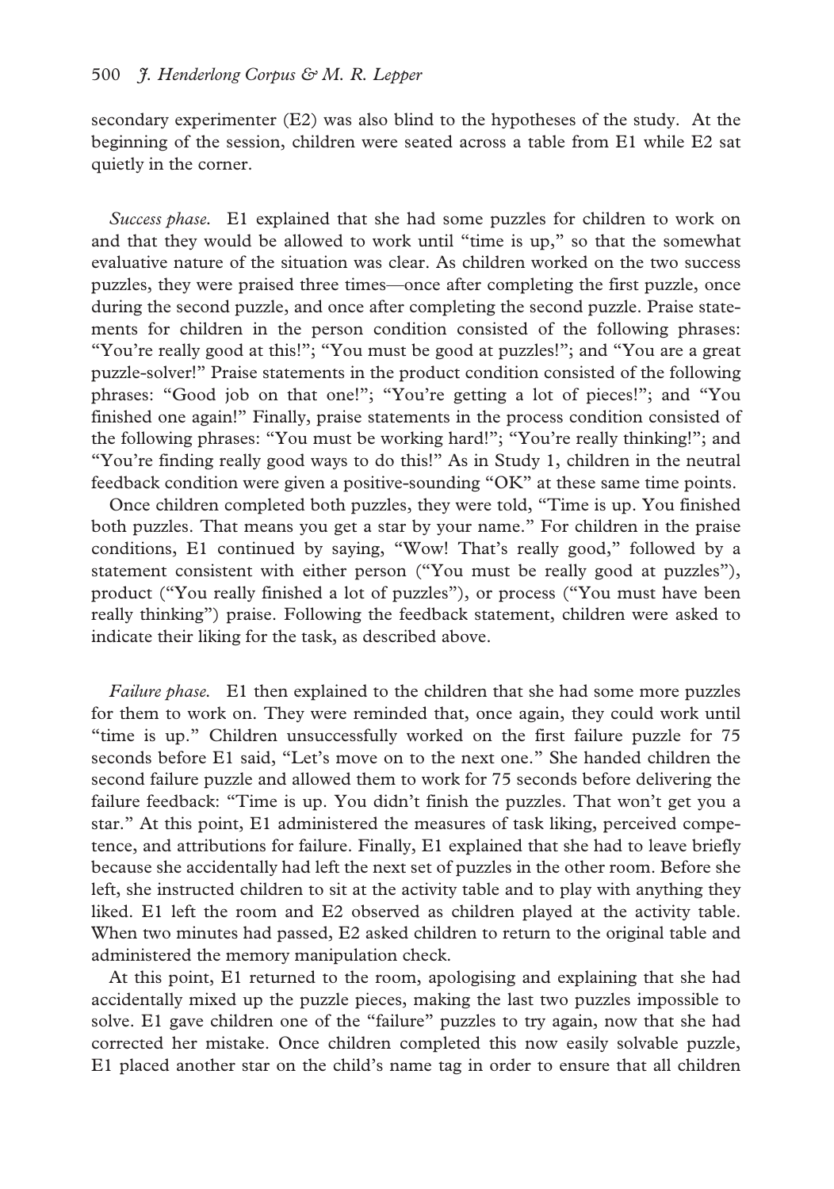secondary experimenter (E2) was also blind to the hypotheses of the study. At the beginning of the session, children were seated across a table from E1 while E2 sat quietly in the corner.

*Success phase.* E1 explained that she had some puzzles for children to work on and that they would be allowed to work until "time is up," so that the somewhat evaluative nature of the situation was clear. As children worked on the two success puzzles, they were praised three times—once after completing the first puzzle, once during the second puzzle, and once after completing the second puzzle. Praise statements for children in the person condition consisted of the following phrases: "You're really good at this!"; "You must be good at puzzles!"; and "You are a great puzzle-solver!" Praise statements in the product condition consisted of the following phrases: "Good job on that one!"; "You're getting a lot of pieces!"; and "You finished one again!" Finally, praise statements in the process condition consisted of the following phrases: "You must be working hard!"; "You're really thinking!"; and "You're finding really good ways to do this!" As in Study 1, children in the neutral feedback condition were given a positive-sounding "OK" at these same time points.

Once children completed both puzzles, they were told, "Time is up. You finished both puzzles. That means you get a star by your name." For children in the praise conditions, E1 continued by saying, "Wow! That's really good," followed by a statement consistent with either person ("You must be really good at puzzles"), product ("You really finished a lot of puzzles"), or process ("You must have been really thinking") praise. Following the feedback statement, children were asked to indicate their liking for the task, as described above.

*Failure phase.* E1 then explained to the children that she had some more puzzles for them to work on. They were reminded that, once again, they could work until "time is up." Children unsuccessfully worked on the first failure puzzle for 75 seconds before E1 said, "Let's move on to the next one." She handed children the second failure puzzle and allowed them to work for 75 seconds before delivering the failure feedback: "Time is up. You didn't finish the puzzles. That won't get you a star." At this point, E1 administered the measures of task liking, perceived competence, and attributions for failure. Finally, E1 explained that she had to leave briefly because she accidentally had left the next set of puzzles in the other room. Before she left, she instructed children to sit at the activity table and to play with anything they liked. E1 left the room and E2 observed as children played at the activity table. When two minutes had passed, E2 asked children to return to the original table and administered the memory manipulation check.

At this point, E1 returned to the room, apologising and explaining that she had accidentally mixed up the puzzle pieces, making the last two puzzles impossible to solve. E1 gave children one of the "failure" puzzles to try again, now that she had corrected her mistake. Once children completed this now easily solvable puzzle, E1 placed another star on the child's name tag in order to ensure that all children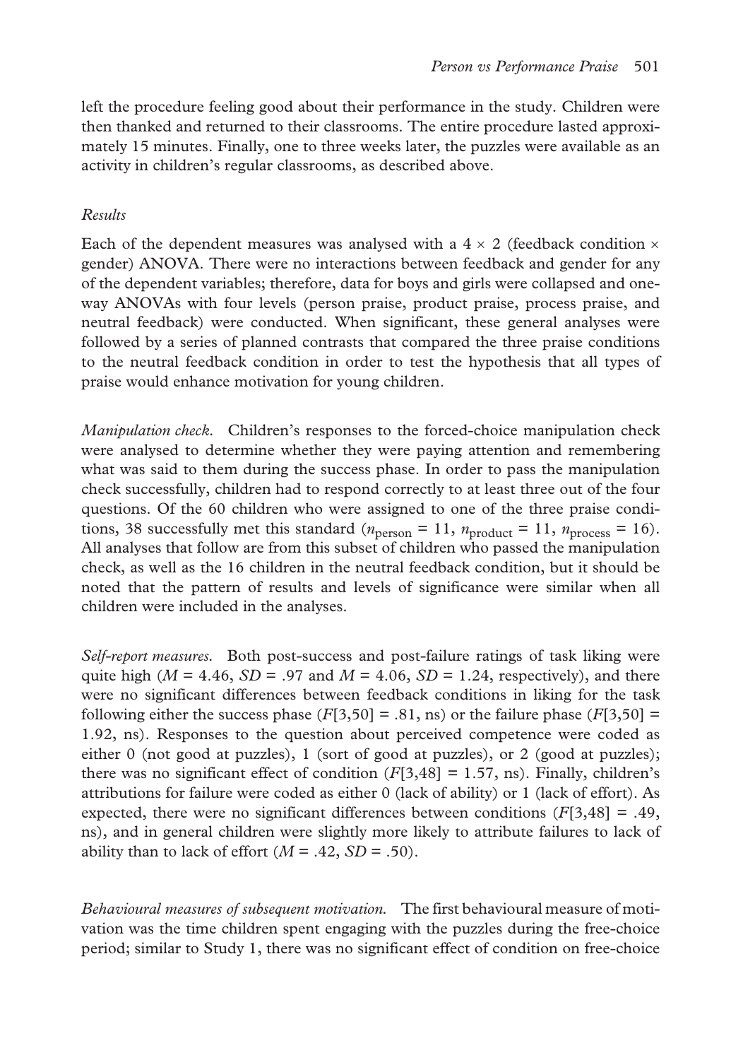left the procedure feeling good about their performance in the study. Children were then thanked and returned to their classrooms. The entire procedure lasted approximately 15 minutes. Finally, one to three weeks later, the puzzles were available as an activity in children's regular classrooms, as described above.

### *Results*

Each of the dependent measures was analysed with a $4 \times 2$ (feedback condition $\times$ gender) ANOVA. There were no interactions between feedback and gender for any of the dependent variables; therefore, data for boys and girls were collapsed and one-way ANOVAs with four levels (person praise, product praise, process praise, and neutral feedback) were conducted. When significant, these general analyses were followed by a series of planned contrasts that compared the three praise conditions to the neutral feedback condition in order to test the hypothesis that all types of praise would enhance motivation for young children.

*Manipulation check.* Children's responses to the forced-choice manipulation check were analysed to determine whether they were paying attention and remembering what was said to them during the success phase. In order to pass the manipulation check successfully, children had to respond correctly to at least three out of the four questions. Of the 60 children who were assigned to one of the three praise conditions, 38 successfully met this standard ($n_{\text{person}} = 11$, $n_{\text{product}} = 11$, $n_{\text{process}} = 16$). All analyses that follow are from this subset of children who passed the manipulation check, as well as the 16 children in the neutral feedback condition, but it should be noted that the pattern of results and levels of significance were similar when all children were included in the analyses.

*Self-report measures.* Both post-success and post-failure ratings of task liking were quite high ($M = 4.46$, $SD = .97$ and $M = 4.06$, $SD = 1.24$, respectively), and there were no significant differences between feedback conditions in liking for the task following either the success phase ($F[3,50] = .81$, ns) or the failure phase ($F[3,50] = 1.92$, ns). Responses to the question about perceived competence were coded as either 0 (not good at puzzles), 1 (sort of good at puzzles), or 2 (good at puzzles); there was no significant effect of condition ($F[3,48] = 1.57$, ns). Finally, children's attributions for failure were coded as either 0 (lack of ability) or 1 (lack of effort). As expected, there were no significant differences between conditions ($F[3,48] = .49$, ns), and in general children were slightly more likely to attribute failures to lack of ability than to lack of effort ($M = .42$, $SD = .50$).

*Behavioural measures of subsequent motivation.* The first behavioural measure of motivation was the time children spent engaging with the puzzles during the free-choice period; similar to Study 1, there was no significant effect of condition on free-choice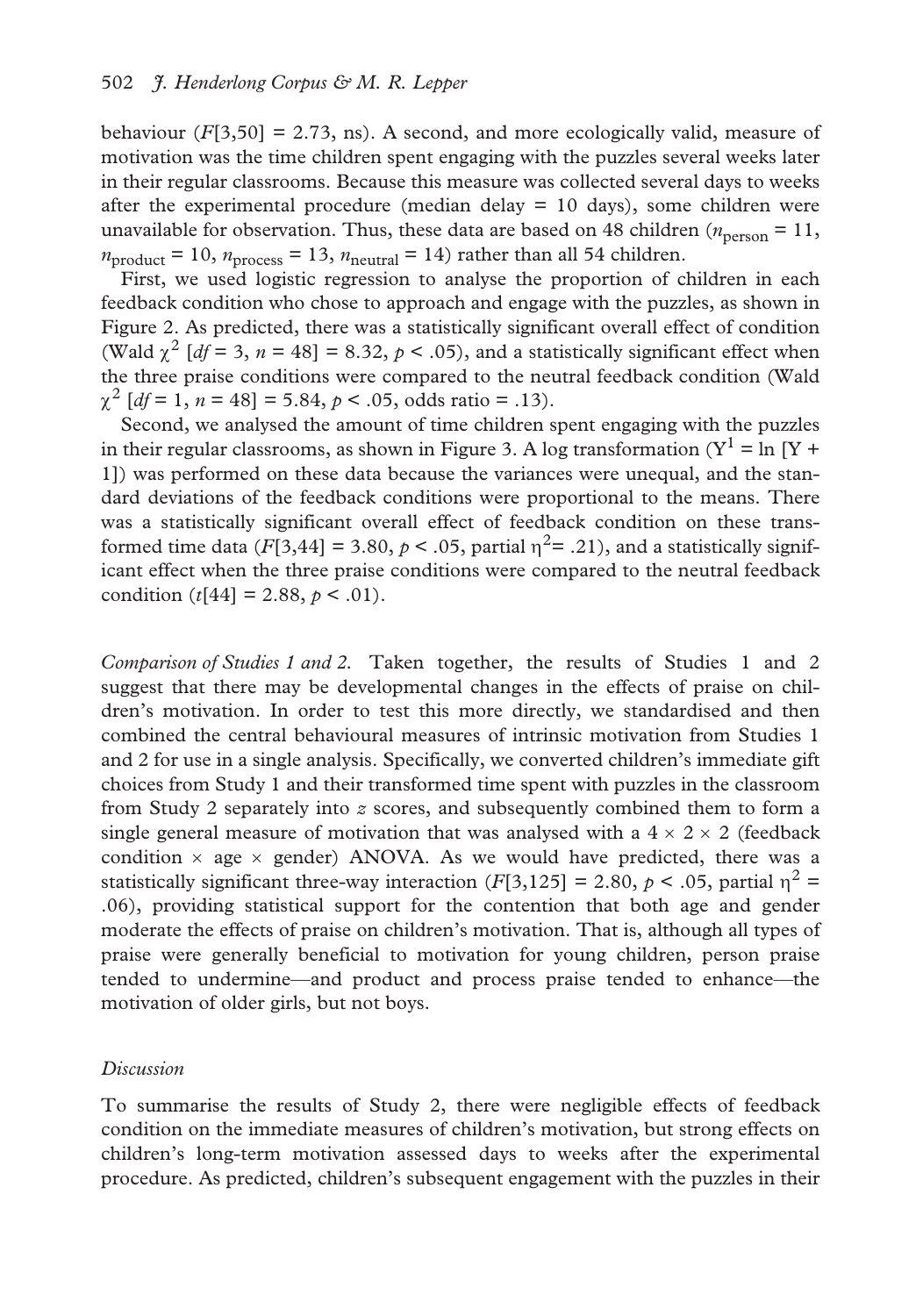behaviour ($F[3,50] = 2.73$, ns). A second, and more ecologically valid, measure of motivation was the time children spent engaging with the puzzles several weeks later in their regular classrooms. Because this measure was collected several days to weeks after the experimental procedure (median delay = 10 days), some children were unavailable for observation. Thus, these data are based on 48 children ($n_{\text{person}} = 11$, $n_{\text{product}} = 10$, $n_{\text{process}} = 13$, $n_{\text{neutral}} = 14$) rather than all 54 children.

First, we used logistic regression to analyse the proportion of children in each feedback condition who chose to approach and engage with the puzzles, as shown in Figure 2. As predicted, there was a statistically significant overall effect of condition (Wald $\chi^2$ [$df = 3$, $n = 48$] = 8.32, $p < .05$), and a statistically significant effect when the three praise conditions were compared to the neutral feedback condition (Wald $\chi^2$ [$df = 1$, $n = 48$] = 5.84, $p < .05$, odds ratio = .13).

Second, we analysed the amount of time children spent engaging with the puzzles in their regular classrooms, as shown in Figure 3. A log transformation ($Y^1 = \ln [Y + 1]$) was performed on these data because the variances were unequal, and the standard deviations of the feedback conditions were proportional to the means. There was a statistically significant overall effect of feedback condition on these transformed time data ($F[3,44] = 3.80$, $p < .05$, partial $\eta^2 = .21$), and a statistically significant effect when the three praise conditions were compared to the neutral feedback condition ($t[44] = 2.88$, $p < .01$).

*Comparison of Studies 1 and 2.* Taken together, the results of Studies 1 and 2 suggest that there may be developmental changes in the effects of praise on children's motivation. In order to test this more directly, we standardised and then combined the central behavioural measures of intrinsic motivation from Studies 1 and 2 for use in a single analysis. Specifically, we converted children's immediate gift choices from Study 1 and their transformed time spent with puzzles in the classroom from Study 2 separately into $z$ scores, and subsequently combined them to form a single general measure of motivation that was analysed with a $4 \times 2 \times 2$ (feedback condition $\times$ age $\times$ gender) ANOVA. As we would have predicted, there was a statistically significant three-way interaction ($F[3,125] = 2.80$, $p < .05$, partial $\eta^2 = .06$), providing statistical support for the contention that both age and gender moderate the effects of praise on children's motivation. That is, although all types of praise were generally beneficial to motivation for young children, person praise tended to undermine—and product and process praise tended to enhance—the motivation of older girls, but not boys.

### *Discussion*

To summarise the results of Study 2, there were negligible effects of feedback condition on the immediate measures of children's motivation, but strong effects on children's long-term motivation assessed days to weeks after the experimental procedure. As predicted, children's subsequent engagement with the puzzles in their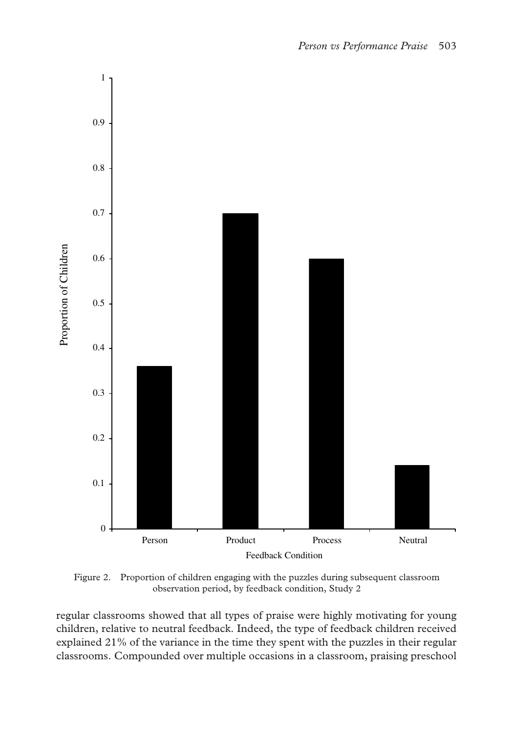Figure 2. Proportion of children engaging with the puzzles during subsequent classroom observation period, by feedback condition, Study 2

regular classrooms showed that all types of praise were highly motivating for young children, relative to neutral feedback. Indeed, the type of feedback children received explained 21% of the variance in the time they spent with the puzzles in their regular classrooms. Compounded over multiple occasions in a classroom, praising preschool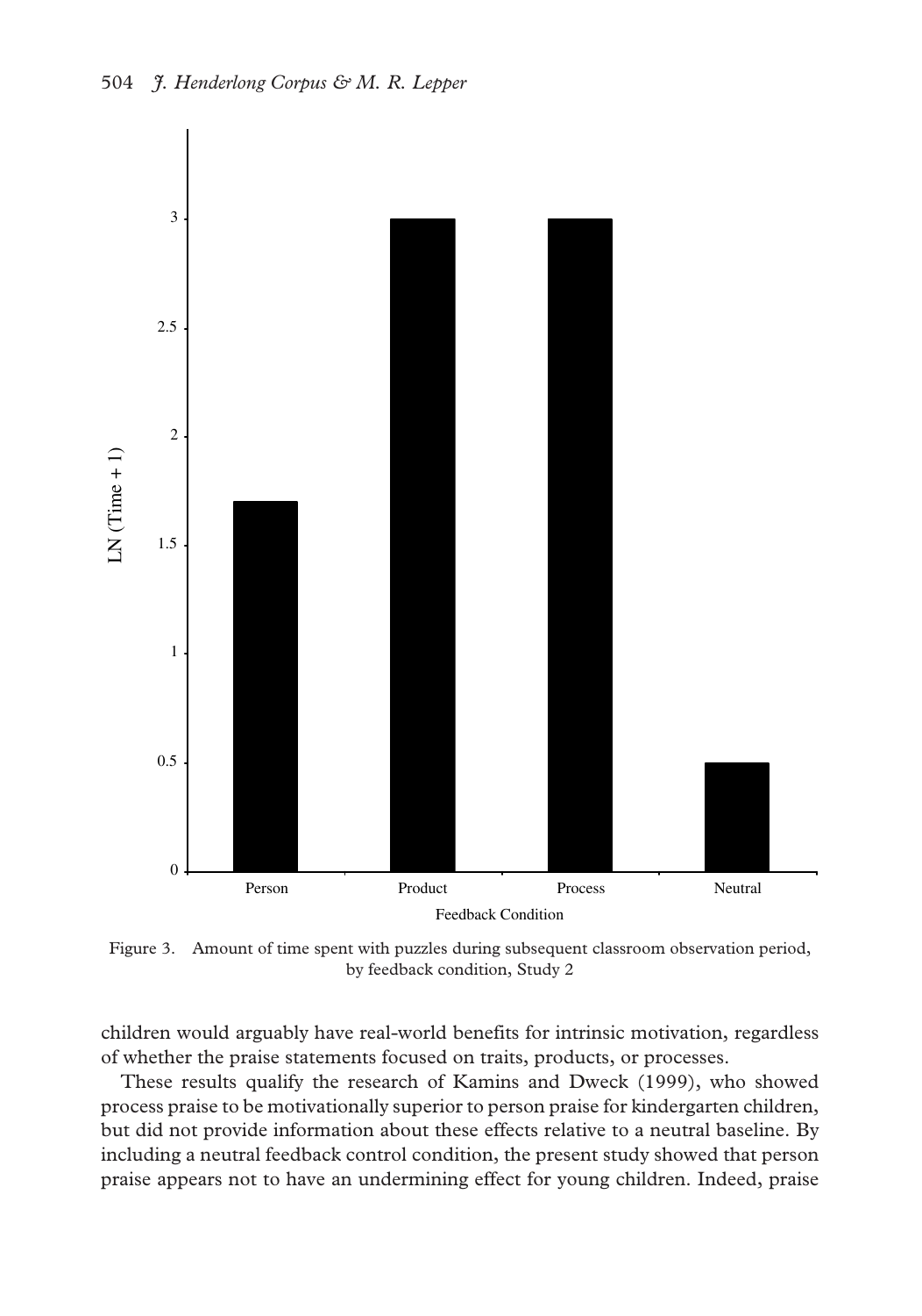Figure 3. Amount of time spent with puzzles during subsequent classroom observation period, by feedback condition, Study 2

children would arguably have real-world benefits for intrinsic motivation, regardless of whether the praise statements focused on traits, products, or processes.

These results qualify the research of Kamins and Dweck (1999), who showed process praise to be motivationally superior to person praise for kindergarten children, but did not provide information about these effects relative to a neutral baseline. By including a neutral feedback control condition, the present study showed that person praise appears not to have an undermining effect for young children. Indeed, praise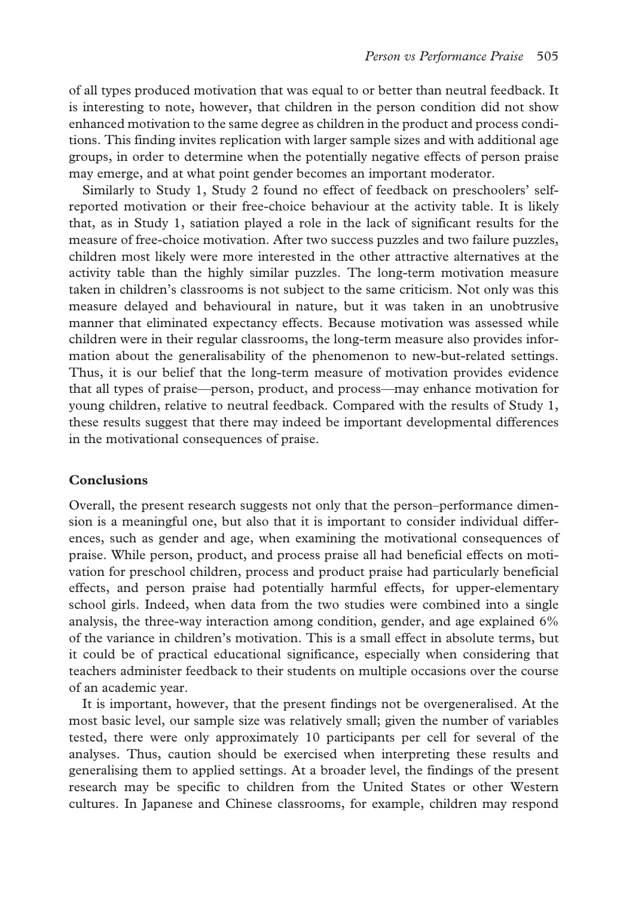of all types produced motivation that was equal to or better than neutral feedback. It is interesting to note, however, that children in the person condition did not show enhanced motivation to the same degree as children in the product and process conditions. This finding invites replication with larger sample sizes and with additional age groups, in order to determine when the potentially negative effects of person praise may emerge, and at what point gender becomes an important moderator.

Similarly to Study 1, Study 2 found no effect of feedback on preschoolers' self-reported motivation or their free-choice behaviour at the activity table. It is likely that, as in Study 1, satiation played a role in the lack of significant results for the measure of free-choice motivation. After two success puzzles and two failure puzzles, children most likely were more interested in the other attractive alternatives at the activity table than the highly similar puzzles. The long-term motivation measure taken in children's classrooms is not subject to the same criticism. Not only was this measure delayed and behavioural in nature, but it was taken in an unobtrusive manner that eliminated expectancy effects. Because motivation was assessed while children were in their regular classrooms, the long-term measure also provides information about the generalisability of the phenomenon to new-but-related settings. Thus, it is our belief that the long-term measure of motivation provides evidence that all types of praise—person, product, and process—may enhance motivation for young children, relative to neutral feedback. Compared with the results of Study 1, these results suggest that there may indeed be important developmental differences in the motivational consequences of praise.

## Conclusions

Overall, the present research suggests not only that the person–performance dimension is a meaningful one, but also that it is important to consider individual differences, such as gender and age, when examining the motivational consequences of praise. While person, product, and process praise all had beneficial effects on motivation for preschool children, process and product praise had particularly beneficial effects, and person praise had potentially harmful effects, for upper-elementary school girls. Indeed, when data from the two studies were combined into a single analysis, the three-way interaction among condition, gender, and age explained 6% of the variance in children's motivation. This is a small effect in absolute terms, but it could be of practical educational significance, especially when considering that teachers administer feedback to their students on multiple occasions over the course of an academic year.

It is important, however, that the present findings not be overgeneralised. At the most basic level, our sample size was relatively small; given the number of variables tested, there were only approximately 10 participants per cell for several of the analyses. Thus, caution should be exercised when interpreting these results and generalising them to applied settings. At a broader level, the findings of the present research may be specific to children from the United States or other Western cultures. In Japanese and Chinese classrooms, for example, children may respond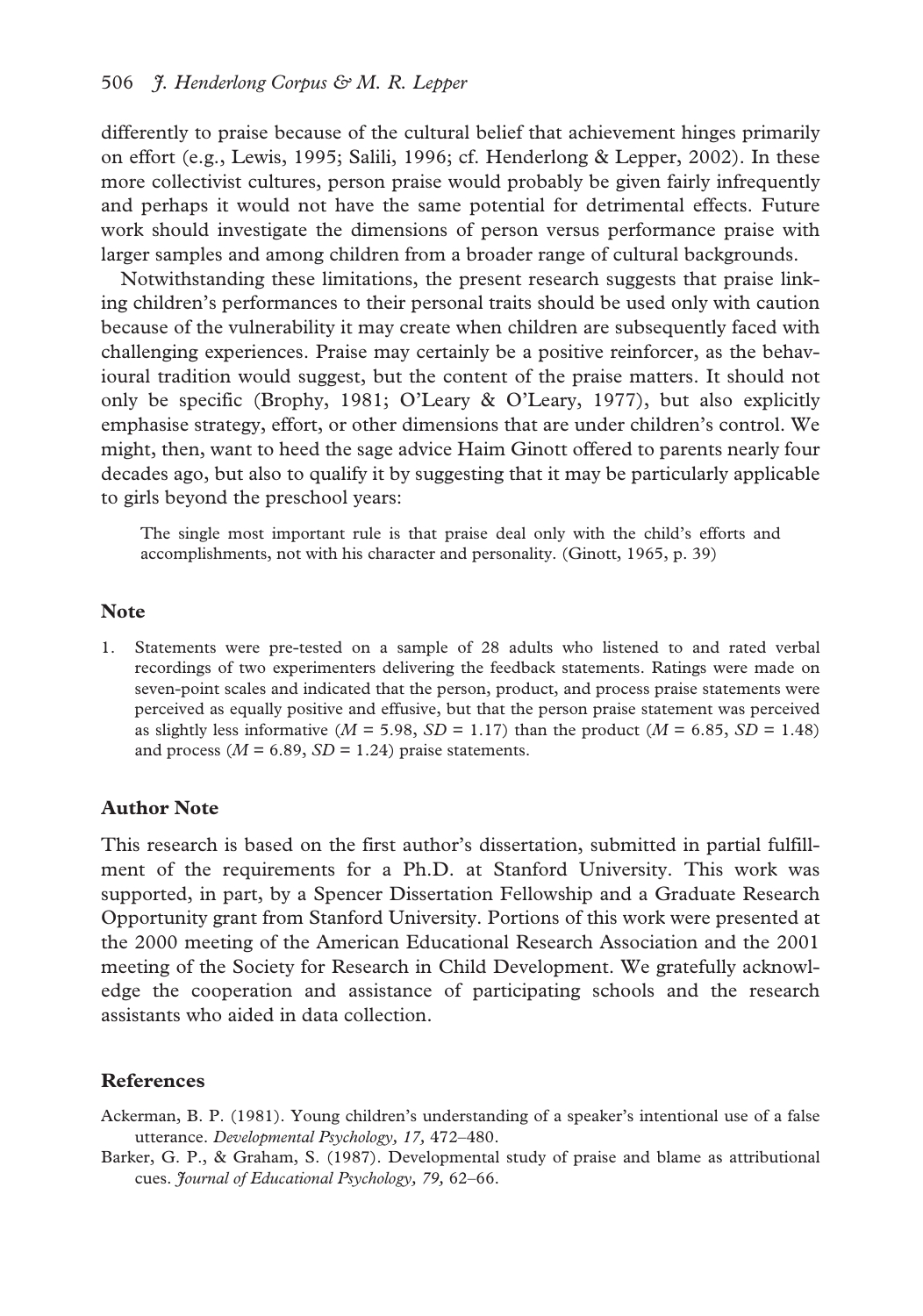differently to praise because of the cultural belief that achievement hinges primarily on effort (e.g., Lewis, 1995; Salili, 1996; cf. Henderlong & Lepper, 2002). In these more collectivist cultures, person praise would probably be given fairly infrequently and perhaps it would not have the same potential for detrimental effects. Future work should investigate the dimensions of person versus performance praise with larger samples and among children from a broader range of cultural backgrounds.

Notwithstanding these limitations, the present research suggests that praise linking children's performances to their personal traits should be used only with caution because of the vulnerability it may create when children are subsequently faced with challenging experiences. Praise may certainly be a positive reinforcer, as the behavioural tradition would suggest, but the content of the praise matters. It should not only be specific (Brophy, 1981; O'Leary & O'Leary, 1977), but also explicitly emphasise strategy, effort, or other dimensions that are under children's control. We might, then, want to heed the sage advice Haim Ginott offered to parents nearly four decades ago, but also to qualify it by suggesting that it may be particularly applicable to girls beyond the preschool years:

> The single most important rule is that praise deal only with the child's efforts and accomplishments, not with his character and personality. (Ginott, 1965, p. 39)

## Note

1. Statements were pre-tested on a sample of 28 adults who listened to and rated verbal recordings of two experimenters delivering the feedback statements. Ratings were made on seven-point scales and indicated that the person, product, and process praise statements were perceived as equally positive and effusive, but that the person praise statement was perceived as slightly less informative ($M = 5.98$, $SD = 1.17$) than the product ($M = 6.85$, $SD = 1.48$) and process ($M = 6.89$, $SD = 1.24$) praise statements.

## Author Note

This research is based on the first author's dissertation, submitted in partial fulfillment of the requirements for a Ph.D. at Stanford University. This work was supported, in part, by a Spencer Dissertation Fellowship and a Graduate Research Opportunity grant from Stanford University. Portions of this work were presented at the 2000 meeting of the American Educational Research Association and the 2001 meeting of the Society for Research in Child Development. We gratefully acknowledge the cooperation and assistance of participating schools and the research assistants who aided in data collection.

## References

Ackerman, B. P. (1981). Young children's understanding of a speaker's intentional use of a false utterance. *Developmental Psychology, 17,* 472–480.

Barker, G. P., & Graham, S. (1987). Developmental study of praise and blame as attributional cues. *Journal of Educational Psychology, 79,* 62–66.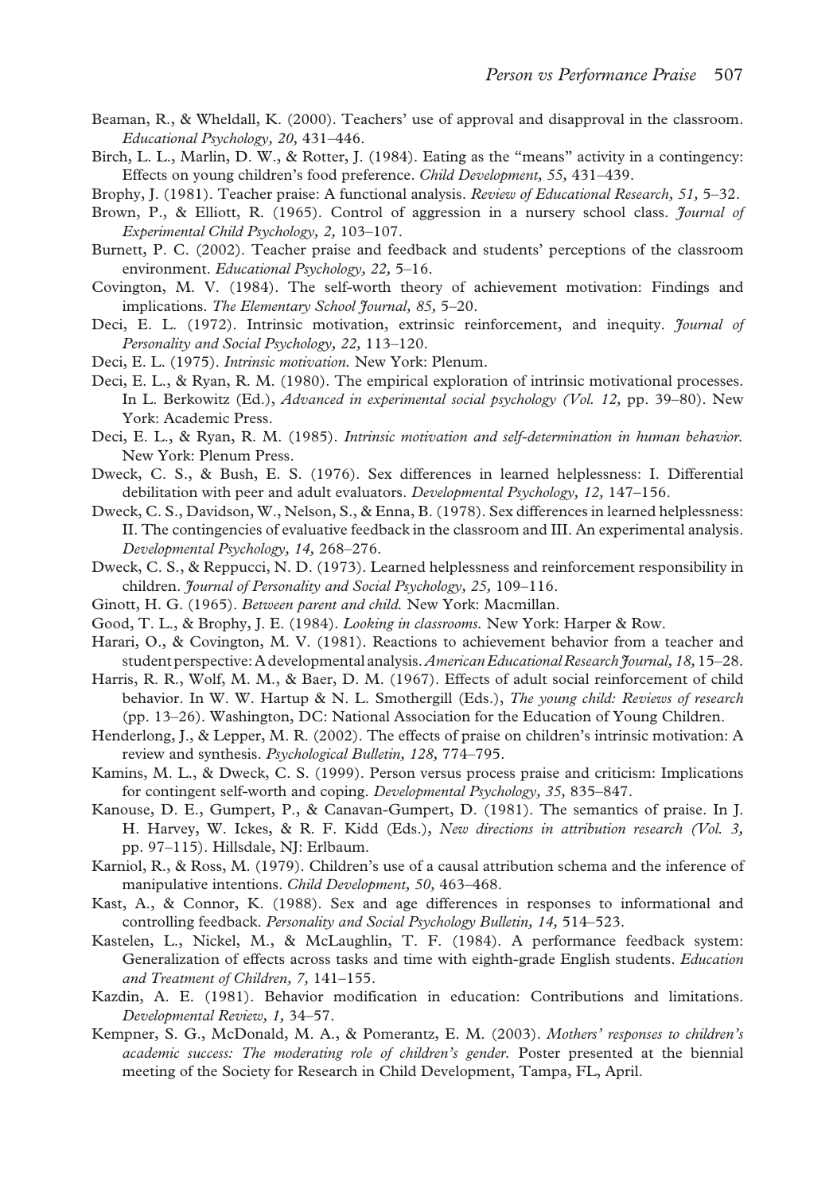Beaman, R., & Wheldall, K. (2000). Teachers' use of approval and disapproval in the classroom. *Educational Psychology, 20,* 431–446.

Birch, L. L., Marlin, D. W., & Rotter, J. (1984). Eating as the "means" activity in a contingency: Effects on young children's food preference. *Child Development, 55,* 431–439.

Brophy, J. (1981). Teacher praise: A functional analysis. *Review of Educational Research, 51,* 5–32.

Brown, P., & Elliott, R. (1965). Control of aggression in a nursery school class. *Journal of Experimental Child Psychology, 2,* 103–107.

Burnett, P. C. (2002). Teacher praise and feedback and students' perceptions of the classroom environment. *Educational Psychology, 22,* 5–16.

Covington, M. V. (1984). The self-worth theory of achievement motivation: Findings and implications. *The Elementary School Journal, 85,* 5–20.

Deci, E. L. (1972). Intrinsic motivation, extrinsic reinforcement, and inequity. *Journal of Personality and Social Psychology, 22,* 113–120.

Deci, E. L. (1975). *Intrinsic motivation.* New York: Plenum.

Deci, E. L., & Ryan, R. M. (1980). The empirical exploration of intrinsic motivational processes. In L. Berkowitz (Ed.), *Advanced in experimental social psychology (Vol. 12,* pp. 39–80). New York: Academic Press.

Deci, E. L., & Ryan, R. M. (1985). *Intrinsic motivation and self-determination in human behavior.* New York: Plenum Press.

Dweck, C. S., & Bush, E. S. (1976). Sex differences in learned helplessness: I. Differential debilitation with peer and adult evaluators. *Developmental Psychology, 12,* 147–156.

Dweck, C. S., Davidson, W., Nelson, S., & Enna, B. (1978). Sex differences in learned helplessness: II. The contingencies of evaluative feedback in the classroom and III. An experimental analysis. *Developmental Psychology, 14,* 268–276.

Dweck, C. S., & Reppucci, N. D. (1973). Learned helplessness and reinforcement responsibility in children. *Journal of Personality and Social Psychology, 25,* 109–116.

Ginott, H. G. (1965). *Between parent and child.* New York: Macmillan.

Good, T. L., & Brophy, J. E. (1984). *Looking in classrooms.* New York: Harper & Row.

Harari, O., & Covington, M. V. (1981). Reactions to achievement behavior from a teacher and student perspective: A developmental analysis. *American Educational Research Journal, 18,* 15–28.

Harris, R. R., Wolf, M. M., & Baer, D. M. (1967). Effects of adult social reinforcement of child behavior. In W. W. Hartup & N. L. Smothergill (Eds.), *The young child: Reviews of research* (pp. 13–26). Washington, DC: National Association for the Education of Young Children.

Henderlong, J., & Lepper, M. R. (2002). The effects of praise on children's intrinsic motivation: A review and synthesis. *Psychological Bulletin, 128,* 774–795.

Kamins, M. L., & Dweck, C. S. (1999). Person versus process praise and criticism: Implications for contingent self-worth and coping. *Developmental Psychology, 35,* 835–847.

Kanouse, D. E., Gumpert, P., & Canavan-Gumpert, D. (1981). The semantics of praise. In J. H. Harvey, W. Ickes, & R. F. Kidd (Eds.), *New directions in attribution research (Vol. 3,* pp. 97–115). Hillsdale, NJ: Erlbaum.

Karniol, R., & Ross, M. (1979). Children's use of a causal attribution schema and the inference of manipulative intentions. *Child Development, 50,* 463–468.

Kast, A., & Connor, K. (1988). Sex and age differences in responses to informational and controlling feedback. *Personality and Social Psychology Bulletin, 14,* 514–523.

Kastelen, L., Nickel, M., & McLaughlin, T. F. (1984). A performance feedback system: Generalization of effects across tasks and time with eighth-grade English students. *Education and Treatment of Children, 7,* 141–155.

Kazdin, A. E. (1981). Behavior modification in education: Contributions and limitations. *Developmental Review, 1,* 34–57.

Kempner, S. G., McDonald, M. A., & Pomerantz, E. M. (2003). *Mothers' responses to children's academic success: The moderating role of children's gender.* Poster presented at the biennial meeting of the Society for Research in Child Development, Tampa, FL, April.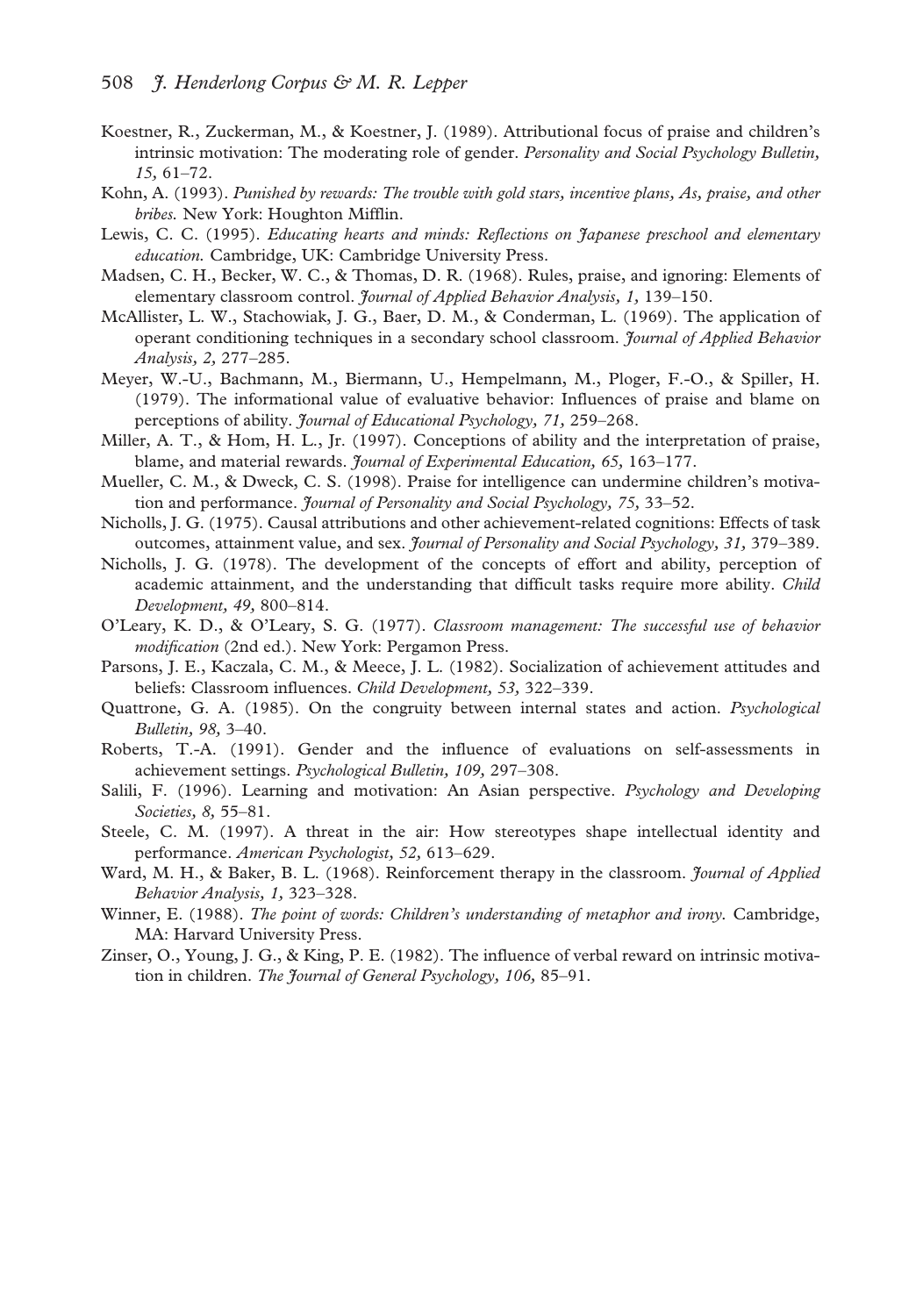Koestner, R., Zuckerman, M., & Koestner, J. (1989). Attributional focus of praise and children's intrinsic motivation: The moderating role of gender. *Personality and Social Psychology Bulletin, 15,* 61–72.

Kohn, A. (1993). *Punished by rewards: The trouble with gold stars, incentive plans, As, praise, and other bribes.* New York: Houghton Mifflin.

Lewis, C. C. (1995). *Educating hearts and minds: Reflections on Japanese preschool and elementary education.* Cambridge, UK: Cambridge University Press.

Madsen, C. H., Becker, W. C., & Thomas, D. R. (1968). Rules, praise, and ignoring: Elements of elementary classroom control. *Journal of Applied Behavior Analysis, 1,* 139–150.

McAllister, L. W., Stachowiak, J. G., Baer, D. M., & Conderman, L. (1969). The application of operant conditioning techniques in a secondary school classroom. *Journal of Applied Behavior Analysis, 2,* 277–285.

Meyer, W.-U., Bachmann, M., Biermann, U., Hempelmann, M., Ploger, F.-O., & Spiller, H. (1979). The informational value of evaluative behavior: Influences of praise and blame on perceptions of ability. *Journal of Educational Psychology, 71,* 259–268.

Miller, A. T., & Hom, H. L., Jr. (1997). Conceptions of ability and the interpretation of praise, blame, and material rewards. *Journal of Experimental Education, 65,* 163–177.

Mueller, C. M., & Dweck, C. S. (1998). Praise for intelligence can undermine children's motivation and performance. *Journal of Personality and Social Psychology, 75,* 33–52.

Nicholls, J. G. (1975). Causal attributions and other achievement-related cognitions: Effects of task outcomes, attainment value, and sex. *Journal of Personality and Social Psychology, 31,* 379–389.

Nicholls, J. G. (1978). The development of the concepts of effort and ability, perception of academic attainment, and the understanding that difficult tasks require more ability. *Child Development, 49,* 800–814.

O'Leary, K. D., & O'Leary, S. G. (1977). *Classroom management: The successful use of behavior modification* (2nd ed.). New York: Pergamon Press.

Parsons, J. E., Kaczala, C. M., & Meece, J. L. (1982). Socialization of achievement attitudes and beliefs: Classroom influences. *Child Development, 53,* 322–339.

Quattrone, G. A. (1985). On the congruity between internal states and action. *Psychological Bulletin, 98,* 3–40.

Roberts, T.-A. (1991). Gender and the influence of evaluations on self-assessments in achievement settings. *Psychological Bulletin, 109,* 297–308.

Salili, F. (1996). Learning and motivation: An Asian perspective. *Psychology and Developing Societies, 8,* 55–81.

Steele, C. M. (1997). A threat in the air: How stereotypes shape intellectual identity and performance. *American Psychologist, 52,* 613–629.

Ward, M. H., & Baker, B. L. (1968). Reinforcement therapy in the classroom. *Journal of Applied Behavior Analysis, 1,* 323–328.

Winner, E. (1988). *The point of words: Children's understanding of metaphor and irony.* Cambridge, MA: Harvard University Press.

Zinser, O., Young, J. G., & King, P. E. (1982). The influence of verbal reward on intrinsic motivation in children. *The Journal of General Psychology, 106,* 85–91.